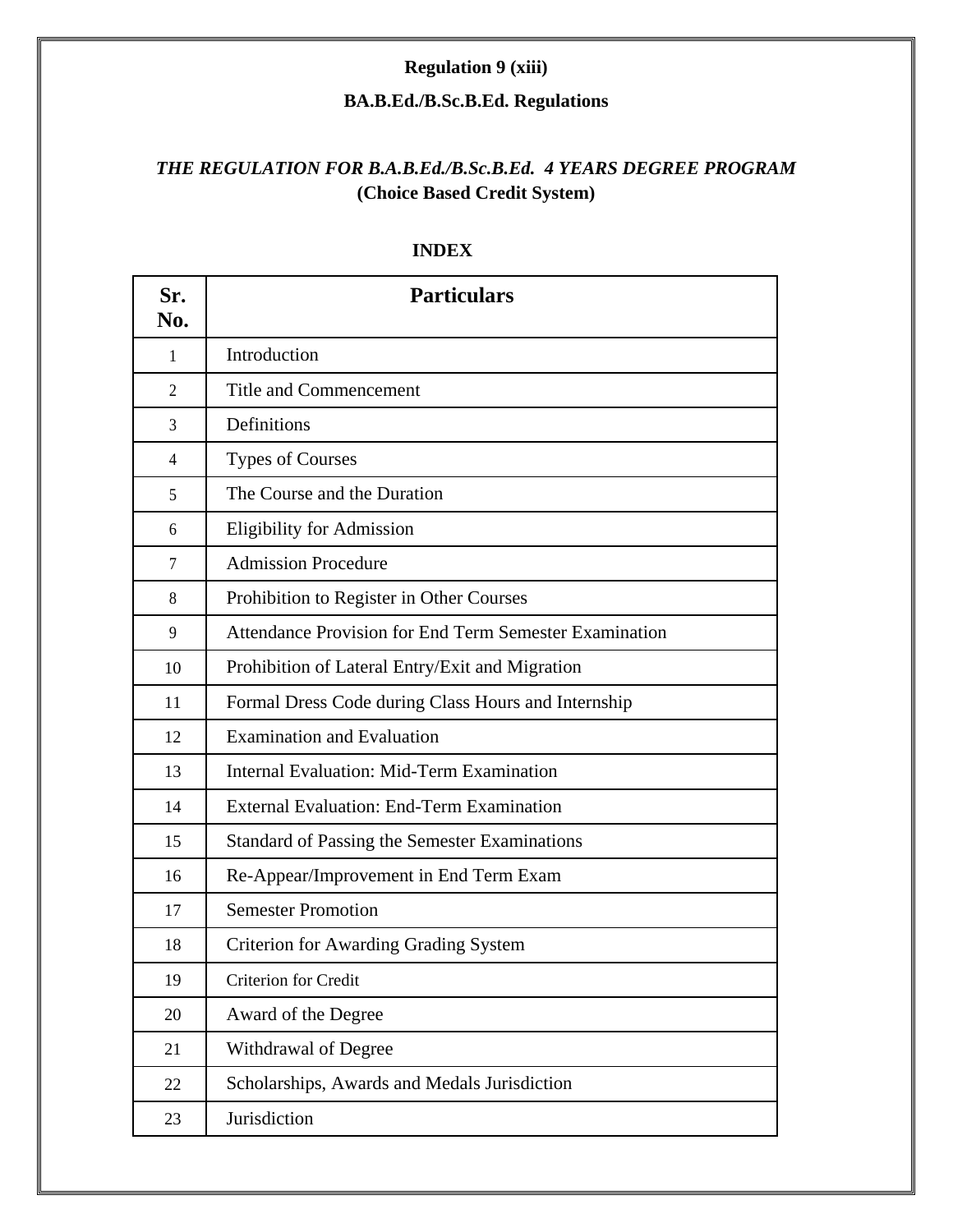**Regulation 9 (xiii)**

**BA.B.Ed./B.Sc.B.Ed. Regulations**

***THE REGULATION FOR B.A.B.Ed./B.Sc.B.Ed. 4 YEARS DEGREE PROGRAM***
**(Choice Based Credit System)**

**INDEX**

| Sr. No. | Particulars |
|---|---|
| 1 | Introduction |
| 2 | Title and Commencement |
| 3 | Definitions |
| 4 | Types of Courses |
| 5 | The Course and the Duration |
| 6 | Eligibility for Admission |
| 7 | Admission Procedure |
| 8 | Prohibition to Register in Other Courses |
| 9 | Attendance Provision for End Term Semester Examination |
| 10 | Prohibition of Lateral Entry/Exit and Migration |
| 11 | Formal Dress Code during Class Hours and Internship |
| 12 | Examination and Evaluation |
| 13 | Internal Evaluation: Mid-Term Examination |
| 14 | External Evaluation: End-Term Examination |
| 15 | Standard of Passing the Semester Examinations |
| 16 | Re-Appear/Improvement in End Term Exam |
| 17 | Semester Promotion |
| 18 | Criterion for Awarding Grading System |
| 19 | Criterion for Credit |
| 20 | Award of the Degree |
| 21 | Withdrawal of Degree |
| 22 | Scholarships, Awards and Medals Jurisdiction |
| 23 | Jurisdiction |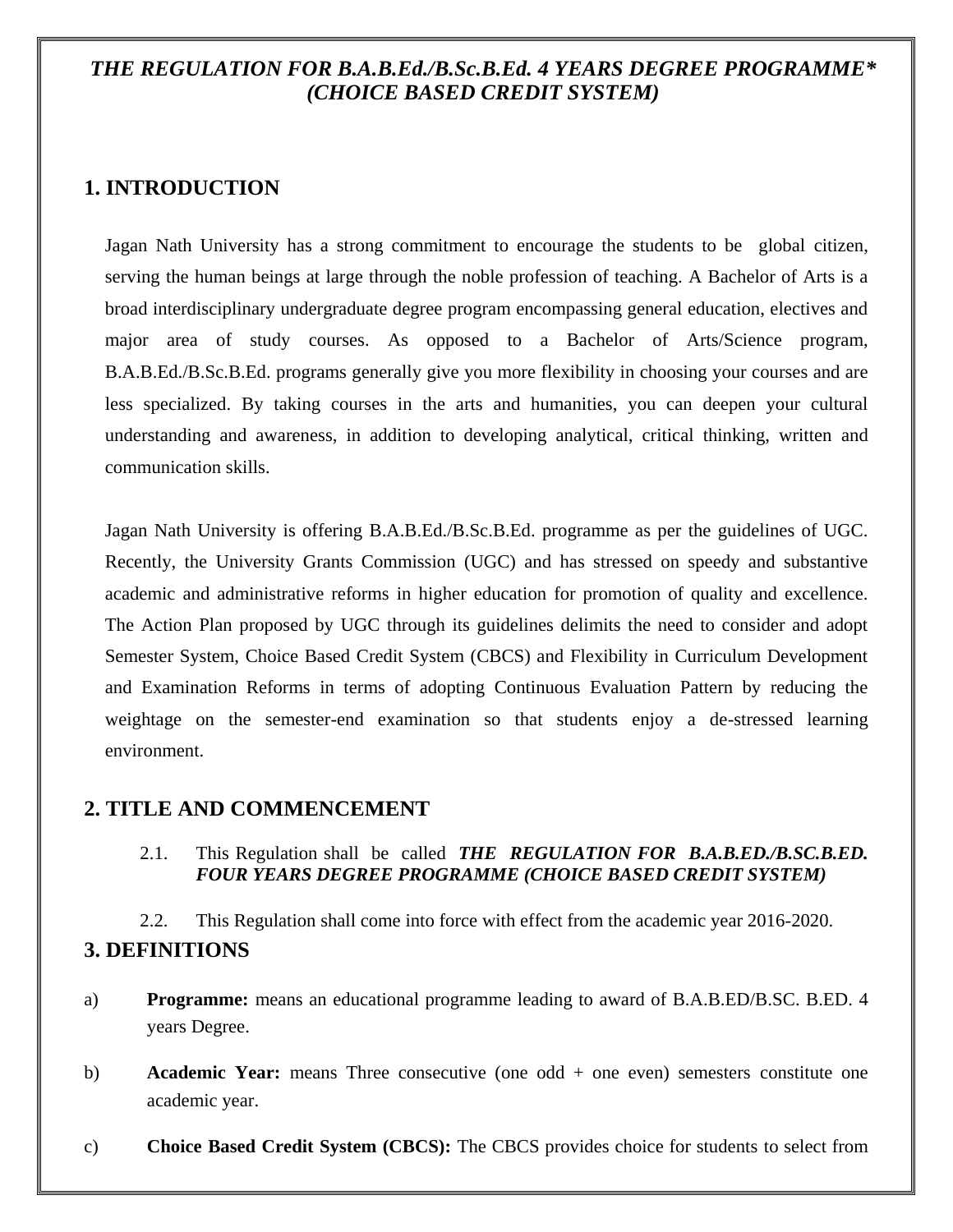***THE REGULATION FOR B.A.B.Ed./B.Sc.B.Ed. 4 YEARS DEGREE PROGRAMME****
***(CHOICE BASED CREDIT SYSTEM)***

## 1. INTRODUCTION

Jagan Nath University has a strong commitment to encourage the students to be global citizen, serving the human beings at large through the noble profession of teaching. A Bachelor of Arts is a broad interdisciplinary undergraduate degree program encompassing general education, electives and major area of study courses. As opposed to a Bachelor of Arts/Science program, B.A.B.Ed./B.Sc.B.Ed. programs generally give you more flexibility in choosing your courses and are less specialized. By taking courses in the arts and humanities, you can deepen your cultural understanding and awareness, in addition to developing analytical, critical thinking, written and communication skills.

Jagan Nath University is offering B.A.B.Ed./B.Sc.B.Ed. programme as per the guidelines of UGC. Recently, the University Grants Commission (UGC) and has stressed on speedy and substantive academic and administrative reforms in higher education for promotion of quality and excellence. The Action Plan proposed by UGC through its guidelines delimits the need to consider and adopt Semester System, Choice Based Credit System (CBCS) and Flexibility in Curriculum Development and Examination Reforms in terms of adopting Continuous Evaluation Pattern by reducing the weightage on the semester-end examination so that students enjoy a de-stressed learning environment.

## 2. TITLE AND COMMENCEMENT

2.1. This Regulation shall be called ***THE REGULATION FOR B.A.B.ED./B.SC.B.ED. FOUR YEARS DEGREE PROGRAMME (CHOICE BASED CREDIT SYSTEM)***

2.2. This Regulation shall come into force with effect from the academic year 2016-2020.

## 3. DEFINITIONS

a) **Programme:** means an educational programme leading to award of B.A.B.ED/B.SC. B.ED. 4 years Degree.

b) **Academic Year:** means Three consecutive (one odd + one even) semesters constitute one academic year.

c) **Choice Based Credit System (CBCS):** The CBCS provides choice for students to select from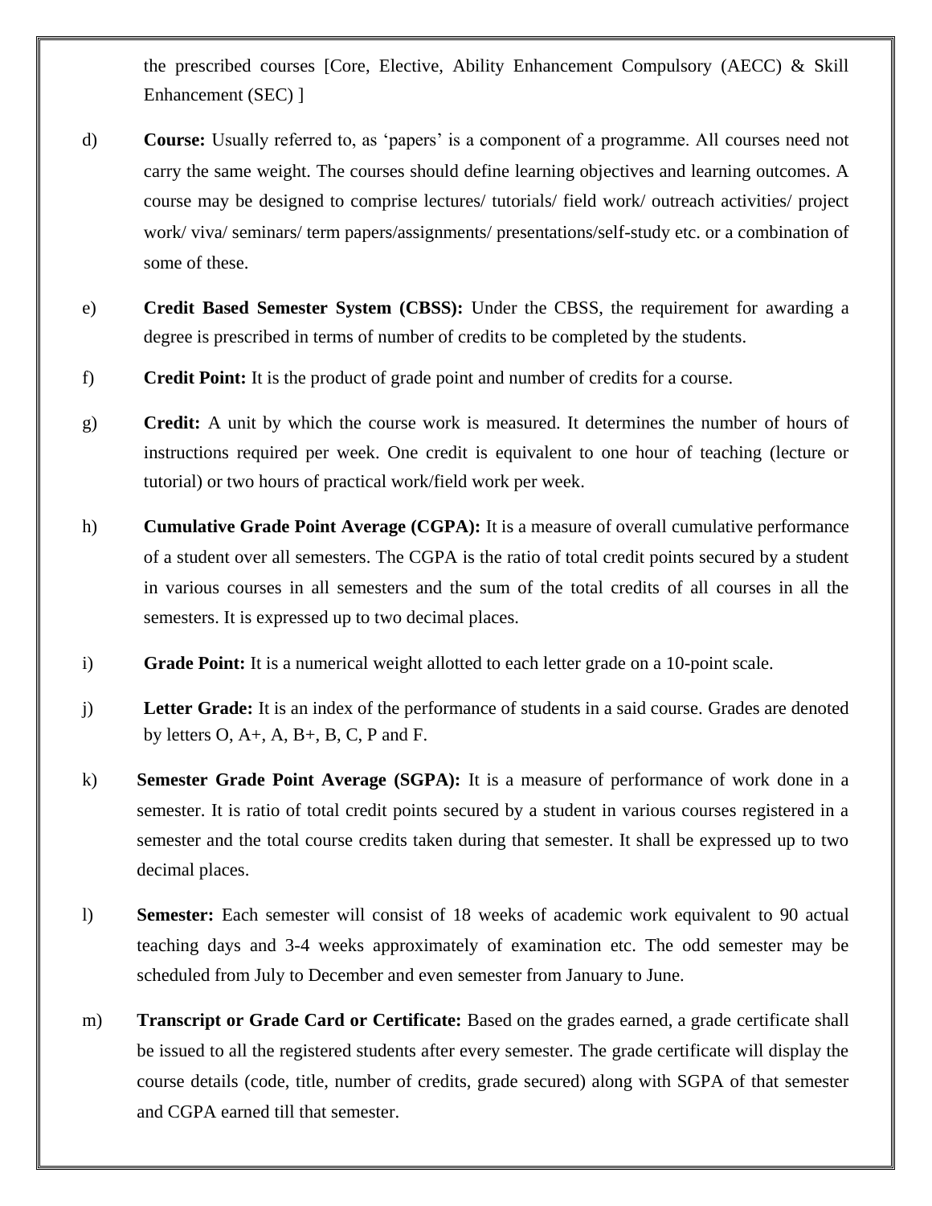the prescribed courses [Core, Elective, Ability Enhancement Compulsory (AECC) & Skill Enhancement (SEC) ]

d) **Course:** Usually referred to, as 'papers' is a component of a programme. All courses need not carry the same weight. The courses should define learning objectives and learning outcomes. A course may be designed to comprise lectures/ tutorials/ field work/ outreach activities/ project work/ viva/ seminars/ term papers/assignments/ presentations/self-study etc. or a combination of some of these.

e) **Credit Based Semester System (CBSS):** Under the CBSS, the requirement for awarding a degree is prescribed in terms of number of credits to be completed by the students.

f) **Credit Point:** It is the product of grade point and number of credits for a course.

g) **Credit:** A unit by which the course work is measured. It determines the number of hours of instructions required per week. One credit is equivalent to one hour of teaching (lecture or tutorial) or two hours of practical work/field work per week.

h) **Cumulative Grade Point Average (CGPA):** It is a measure of overall cumulative performance of a student over all semesters. The CGPA is the ratio of total credit points secured by a student in various courses in all semesters and the sum of the total credits of all courses in all the semesters. It is expressed up to two decimal places.

i) **Grade Point:** It is a numerical weight allotted to each letter grade on a 10-point scale.

j) **Letter Grade:** It is an index of the performance of students in a said course. Grades are denoted by letters O, A+, A, B+, B, C, P and F.

k) **Semester Grade Point Average (SGPA):** It is a measure of performance of work done in a semester. It is ratio of total credit points secured by a student in various courses registered in a semester and the total course credits taken during that semester. It shall be expressed up to two decimal places.

l) **Semester:** Each semester will consist of 18 weeks of academic work equivalent to 90 actual teaching days and 3-4 weeks approximately of examination etc. The odd semester may be scheduled from July to December and even semester from January to June.

m) **Transcript or Grade Card or Certificate:** Based on the grades earned, a grade certificate shall be issued to all the registered students after every semester. The grade certificate will display the course details (code, title, number of credits, grade secured) along with SGPA of that semester and CGPA earned till that semester.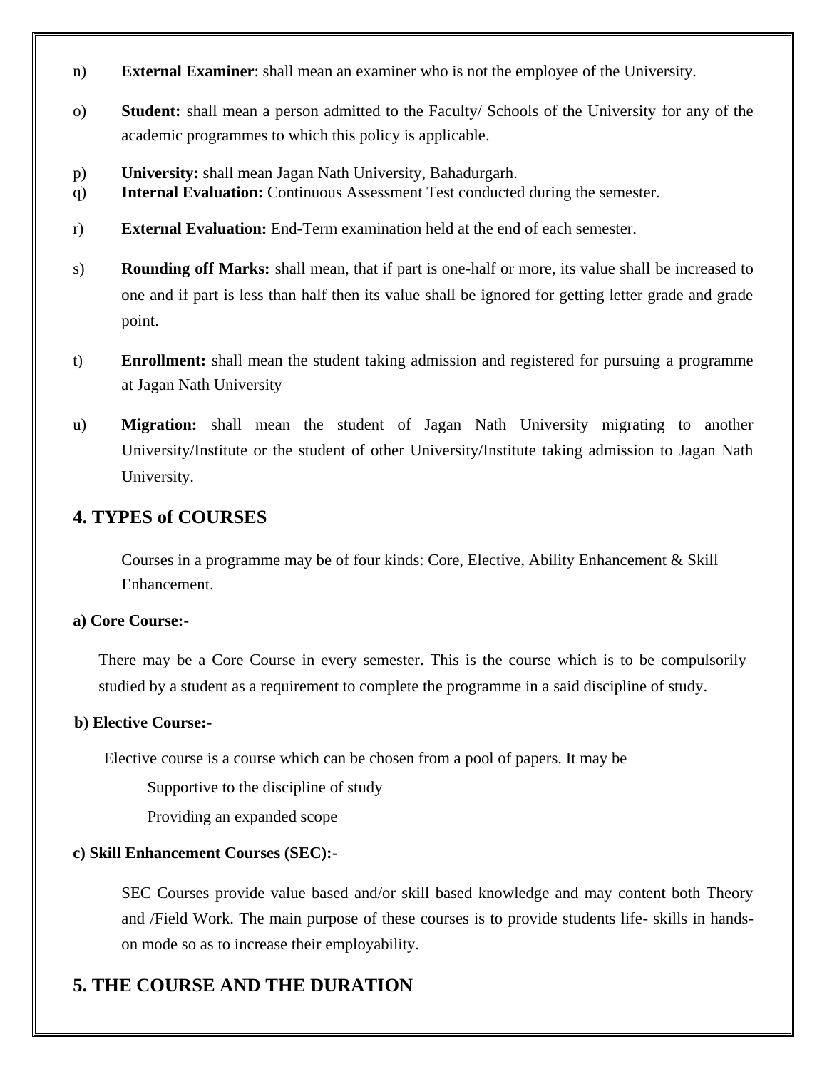n) **External Examiner**: shall mean an examiner who is not the employee of the University.

o) **Student:** shall mean a person admitted to the Faculty/ Schools of the University for any of the academic programmes to which this policy is applicable.

p) **University:** shall mean Jagan Nath University, Bahadurgarh.

q) **Internal Evaluation:** Continuous Assessment Test conducted during the semester.

r) **External Evaluation:** End-Term examination held at the end of each semester.

s) **Rounding off Marks:** shall mean, that if part is one-half or more, its value shall be increased to one and if part is less than half then its value shall be ignored for getting letter grade and grade point.

t) **Enrollment:** shall mean the student taking admission and registered for pursuing a programme at Jagan Nath University

u) **Migration:** shall mean the student of Jagan Nath University migrating to another University/Institute or the student of other University/Institute taking admission to Jagan Nath University.

## 4. TYPES of COURSES

Courses in a programme may be of four kinds: Core, Elective, Ability Enhancement & Skill Enhancement.

**a) Core Course:-**

There may be a Core Course in every semester. This is the course which is to be compulsorily studied by a student as a requirement to complete the programme in a said discipline of study.

**b) Elective Course:-**

Elective course is a course which can be chosen from a pool of papers. It may be

Supportive to the discipline of study

Providing an expanded scope

**c) Skill Enhancement Courses (SEC):-**

SEC Courses provide value based and/or skill based knowledge and may content both Theory and /Field Work. The main purpose of these courses is to provide students life- skills in hands-on mode so as to increase their employability.

## 5. THE COURSE AND THE DURATION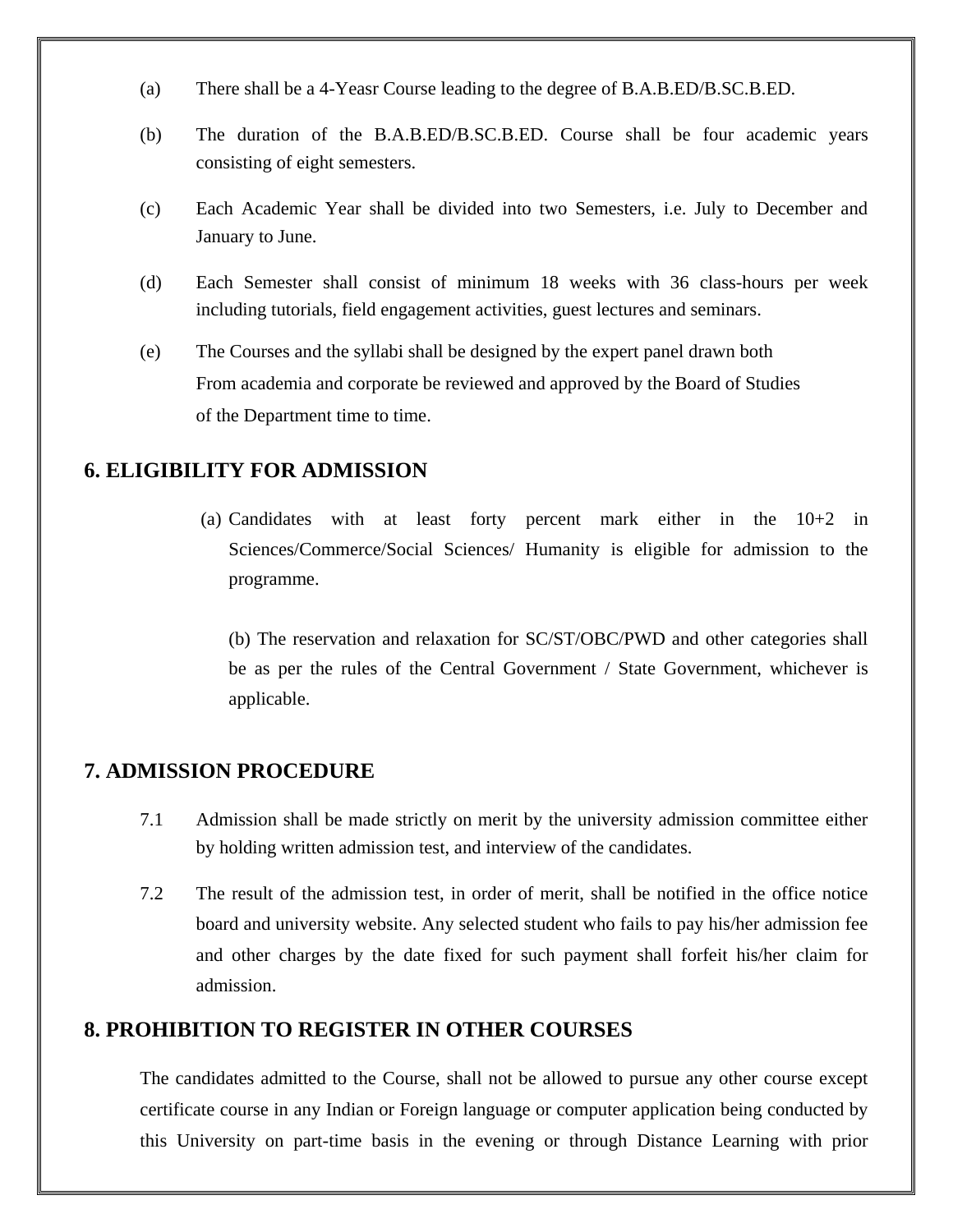(a) There shall be a 4-Yeasr Course leading to the degree of B.A.B.ED/B.SC.B.ED.

(b) The duration of the B.A.B.ED/B.SC.B.ED. Course shall be four academic years consisting of eight semesters.

(c) Each Academic Year shall be divided into two Semesters, i.e. July to December and January to June.

(d) Each Semester shall consist of minimum 18 weeks with 36 class-hours per week including tutorials, field engagement activities, guest lectures and seminars.

(e) The Courses and the syllabi shall be designed by the expert panel drawn both From academia and corporate be reviewed and approved by the Board of Studies of the Department time to time.

## 6. ELIGIBILITY FOR ADMISSION

(a) Candidates with at least forty percent mark either in the 10+2 in Sciences/Commerce/Social Sciences/ Humanity is eligible for admission to the programme.

(b) The reservation and relaxation for SC/ST/OBC/PWD and other categories shall be as per the rules of the Central Government / State Government, whichever is applicable.

## 7. ADMISSION PROCEDURE

7.1 Admission shall be made strictly on merit by the university admission committee either by holding written admission test, and interview of the candidates.

7.2 The result of the admission test, in order of merit, shall be notified in the office notice board and university website. Any selected student who fails to pay his/her admission fee and other charges by the date fixed for such payment shall forfeit his/her claim for admission.

## 8. PROHIBITION TO REGISTER IN OTHER COURSES

The candidates admitted to the Course, shall not be allowed to pursue any other course except certificate course in any Indian or Foreign language or computer application being conducted by this University on part-time basis in the evening or through Distance Learning with prior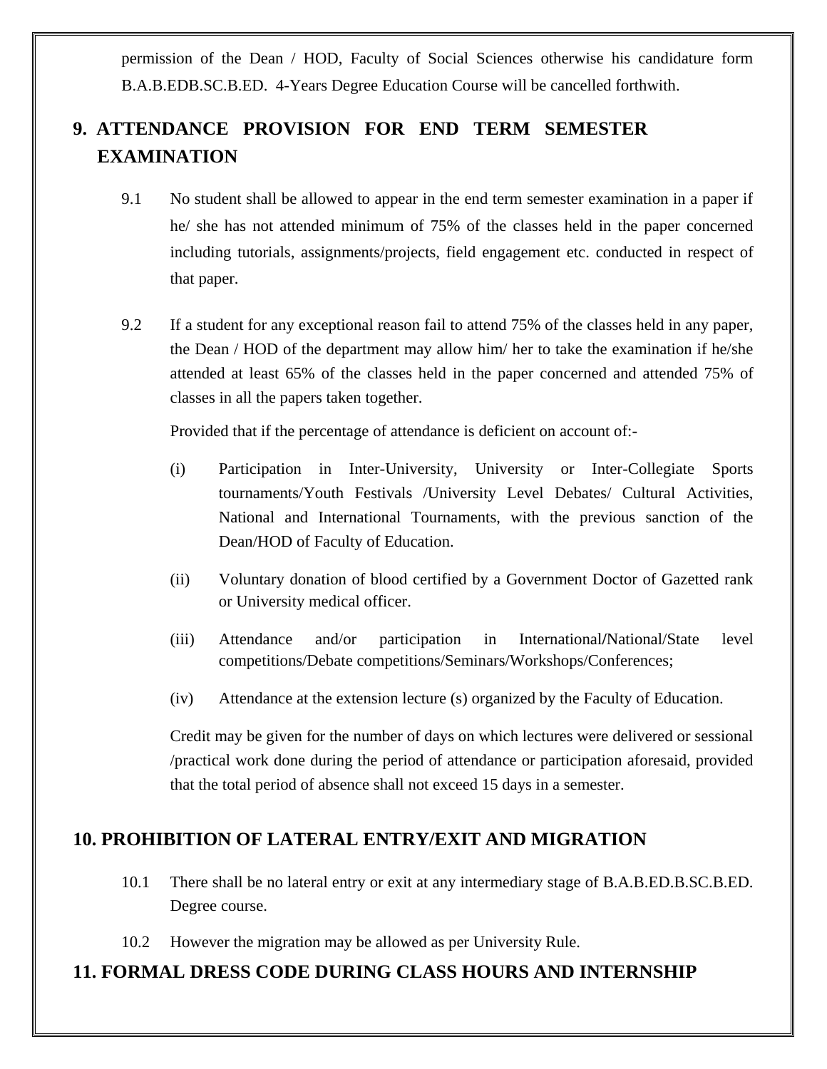permission of the Dean / HOD, Faculty of Social Sciences otherwise his candidature form B.A.B.EDB.SC.B.ED. 4-Years Degree Education Course will be cancelled forthwith.

## 9. ATTENDANCE PROVISION FOR END TERM SEMESTER EXAMINATION

9.1 No student shall be allowed to appear in the end term semester examination in a paper if he/ she has not attended minimum of 75% of the classes held in the paper concerned including tutorials, assignments/projects, field engagement etc. conducted in respect of that paper.

9.2 If a student for any exceptional reason fail to attend 75% of the classes held in any paper, the Dean / HOD of the department may allow him/ her to take the examination if he/she attended at least 65% of the classes held in the paper concerned and attended 75% of classes in all the papers taken together.

Provided that if the percentage of attendance is deficient on account of:-

(i) Participation in Inter-University, University or Inter-Collegiate Sports tournaments/Youth Festivals /University Level Debates/ Cultural Activities, National and International Tournaments, with the previous sanction of the Dean/HOD of Faculty of Education.

(ii) Voluntary donation of blood certified by a Government Doctor of Gazetted rank or University medical officer.

(iii) Attendance and/or participation in International/National/State level competitions/Debate competitions/Seminars/Workshops/Conferences;

(iv) Attendance at the extension lecture (s) organized by the Faculty of Education.

Credit may be given for the number of days on which lectures were delivered or sessional /practical work done during the period of attendance or participation aforesaid, provided that the total period of absence shall not exceed 15 days in a semester.

## 10. PROHIBITION OF LATERAL ENTRY/EXIT AND MIGRATION

10.1 There shall be no lateral entry or exit at any intermediary stage of B.A.B.ED.B.SC.B.ED. Degree course.

10.2 However the migration may be allowed as per University Rule.

## 11. FORMAL DRESS CODE DURING CLASS HOURS AND INTERNSHIP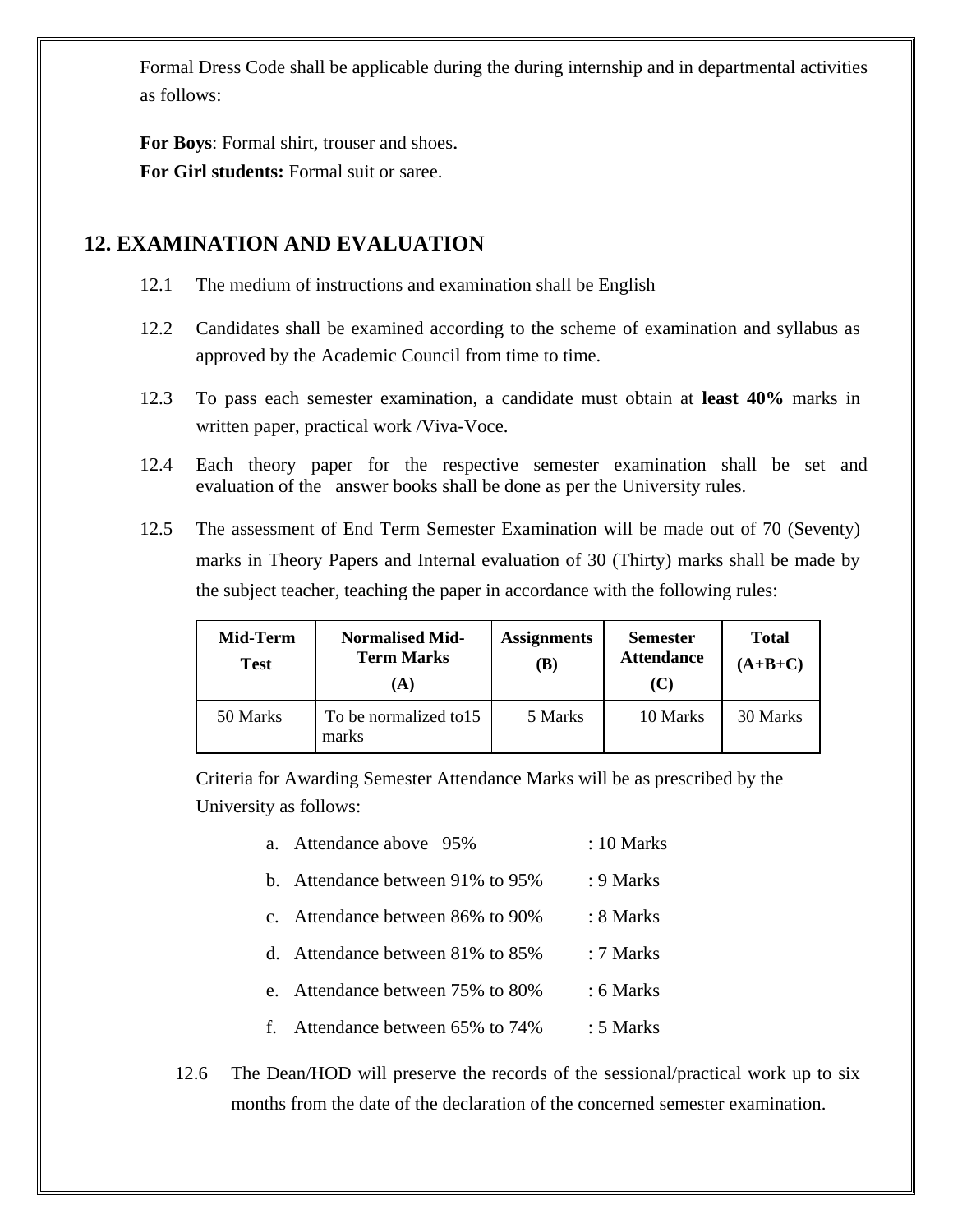Formal Dress Code shall be applicable during the during internship and in departmental activities as follows:

**For Boys**: Formal shirt, trouser and shoes.
**For Girl students:** Formal suit or saree.

## 12. EXAMINATION AND EVALUATION

12.1 The medium of instructions and examination shall be English

12.2 Candidates shall be examined according to the scheme of examination and syllabus as approved by the Academic Council from time to time.

12.3 To pass each semester examination, a candidate must obtain at **least 40%** marks in written paper, practical work /Viva-Voce.

12.4 Each theory paper for the respective semester examination shall be set and evaluation of the answer books shall be done as per the University rules.

12.5 The assessment of End Term Semester Examination will be made out of 70 (Seventy) marks in Theory Papers and Internal evaluation of 30 (Thirty) marks shall be made by the subject teacher, teaching the paper in accordance with the following rules:

| Mid-Term Test | Normalised Mid-Term Marks (A) | Assignments (B) | Semester Attendance (C) | Total (A+B+C) |
|---|---|---|---|---|
| 50 Marks | To be normalized to15 marks | 5 Marks | 10 Marks | 30 Marks |

Criteria for Awarding Semester Attendance Marks will be as prescribed by the University as follows:

a. Attendance above 95% : 10 Marks
b. Attendance between 91% to 95% : 9 Marks
c. Attendance between 86% to 90% : 8 Marks
d. Attendance between 81% to 85% : 7 Marks
e. Attendance between 75% to 80% : 6 Marks
f. Attendance between 65% to 74% : 5 Marks

12.6 The Dean/HOD will preserve the records of the sessional/practical work up to six months from the date of the declaration of the concerned semester examination.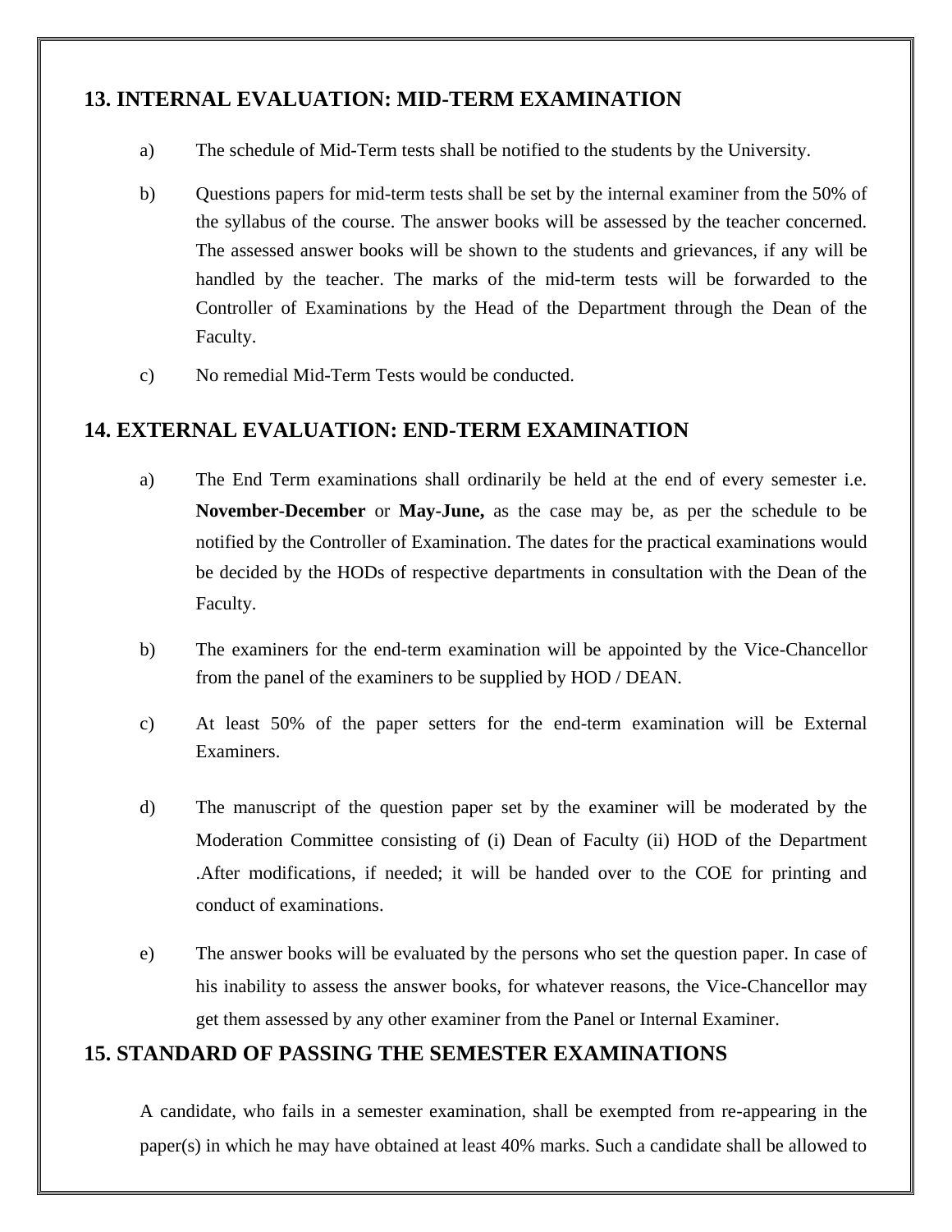## 13. INTERNAL EVALUATION: MID-TERM EXAMINATION

a) The schedule of Mid-Term tests shall be notified to the students by the University.

b) Questions papers for mid-term tests shall be set by the internal examiner from the 50% of the syllabus of the course. The answer books will be assessed by the teacher concerned. The assessed answer books will be shown to the students and grievances, if any will be handled by the teacher. The marks of the mid-term tests will be forwarded to the Controller of Examinations by the Head of the Department through the Dean of the Faculty.

c) No remedial Mid-Term Tests would be conducted.

## 14. EXTERNAL EVALUATION: END-TERM EXAMINATION

a) The End Term examinations shall ordinarily be held at the end of every semester i.e. **November-December** or **May-June,** as the case may be, as per the schedule to be notified by the Controller of Examination. The dates for the practical examinations would be decided by the HODs of respective departments in consultation with the Dean of the Faculty.

b) The examiners for the end-term examination will be appointed by the Vice-Chancellor from the panel of the examiners to be supplied by HOD / DEAN.

c) At least 50% of the paper setters for the end-term examination will be External Examiners.

d) The manuscript of the question paper set by the examiner will be moderated by the Moderation Committee consisting of (i) Dean of Faculty (ii) HOD of the Department .After modifications, if needed; it will be handed over to the COE for printing and conduct of examinations.

e) The answer books will be evaluated by the persons who set the question paper. In case of his inability to assess the answer books, for whatever reasons, the Vice-Chancellor may get them assessed by any other examiner from the Panel or Internal Examiner.

## 15. STANDARD OF PASSING THE SEMESTER EXAMINATIONS

A candidate, who fails in a semester examination, shall be exempted from re-appearing in the paper(s) in which he may have obtained at least 40% marks. Such a candidate shall be allowed to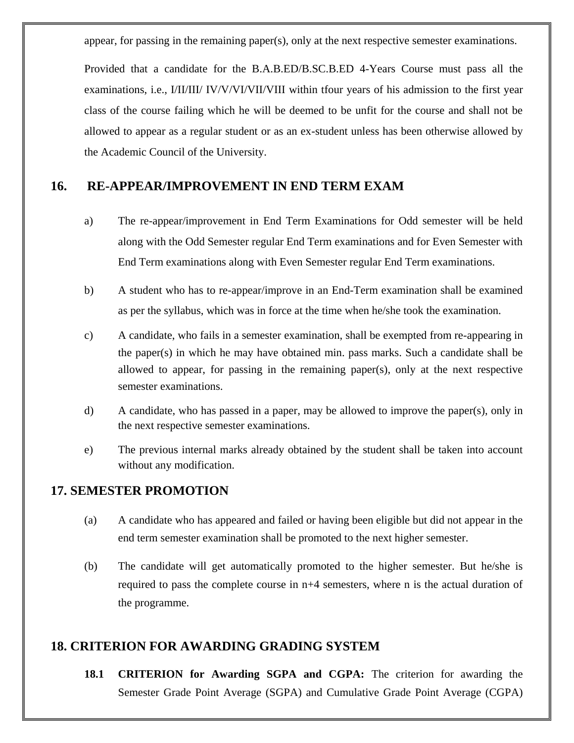appear, for passing in the remaining paper(s), only at the next respective semester examinations.

Provided that a candidate for the B.A.B.ED/B.SC.B.ED 4-Years Course must pass all the examinations, i.e., I/II/III/ IV/V/VI/VII/VIII within tfour years of his admission to the first year class of the course failing which he will be deemed to be unfit for the course and shall not be allowed to appear as a regular student or as an ex-student unless has been otherwise allowed by the Academic Council of the University.

## 16. RE-APPEAR/IMPROVEMENT IN END TERM EXAM

a) The re-appear/improvement in End Term Examinations for Odd semester will be held along with the Odd Semester regular End Term examinations and for Even Semester with End Term examinations along with Even Semester regular End Term examinations.

b) A student who has to re-appear/improve in an End-Term examination shall be examined as per the syllabus, which was in force at the time when he/she took the examination.

c) A candidate, who fails in a semester examination, shall be exempted from re-appearing in the paper(s) in which he may have obtained min. pass marks. Such a candidate shall be allowed to appear, for passing in the remaining paper(s), only at the next respective semester examinations.

d) A candidate, who has passed in a paper, may be allowed to improve the paper(s), only in the next respective semester examinations.

e) The previous internal marks already obtained by the student shall be taken into account without any modification.

## 17. SEMESTER PROMOTION

(a) A candidate who has appeared and failed or having been eligible but did not appear in the end term semester examination shall be promoted to the next higher semester.

(b) The candidate will get automatically promoted to the higher semester. But he/she is required to pass the complete course in n+4 semesters, where n is the actual duration of the programme.

## 18. CRITERION FOR AWARDING GRADING SYSTEM

**18.1 CRITERION for Awarding SGPA and CGPA:** The criterion for awarding the Semester Grade Point Average (SGPA) and Cumulative Grade Point Average (CGPA)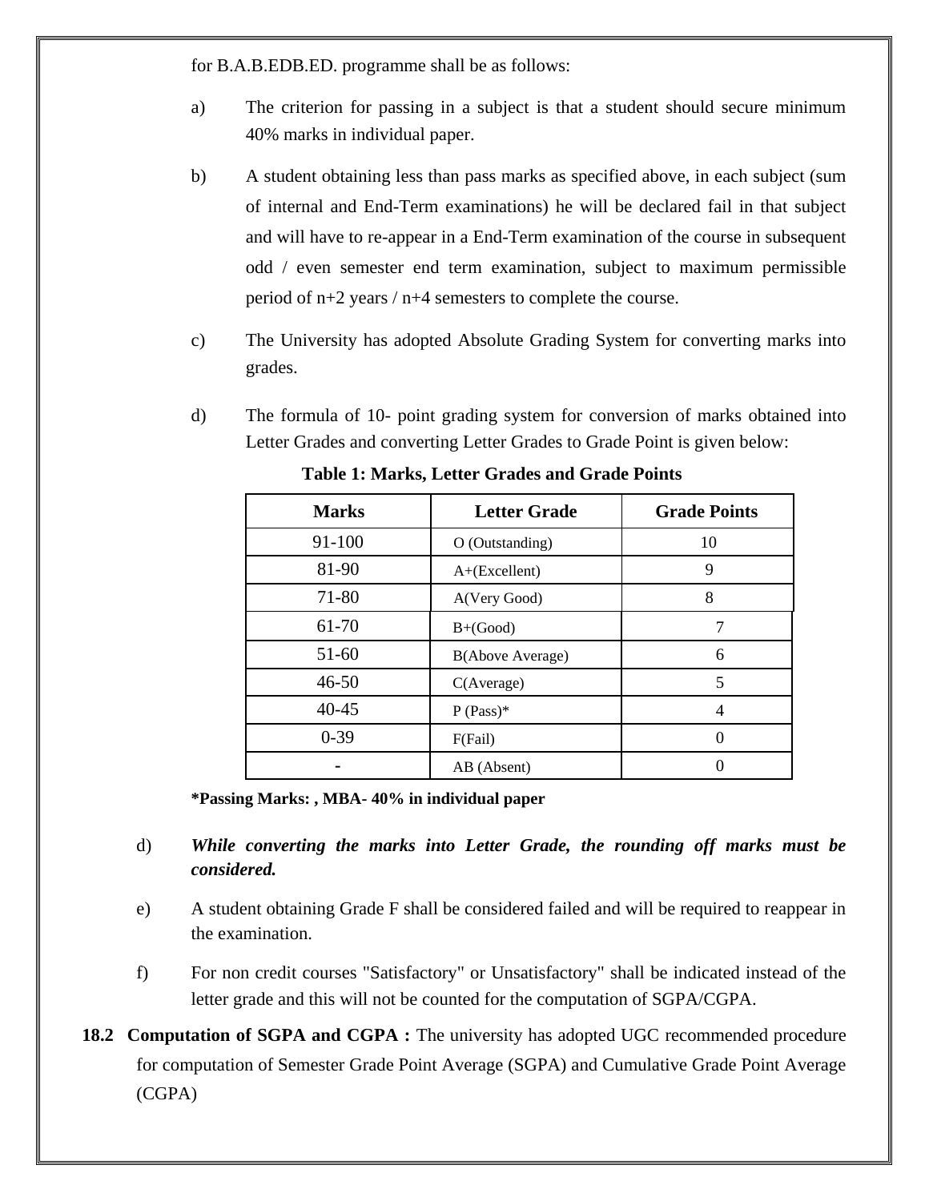for B.A.B.EDB.ED. programme shall be as follows:

a) The criterion for passing in a subject is that a student should secure minimum 40% marks in individual paper.

b) A student obtaining less than pass marks as specified above, in each subject (sum of internal and End-Term examinations) he will be declared fail in that subject and will have to re-appear in a End-Term examination of the course in subsequent odd / even semester end term examination, subject to maximum permissible period of n+2 years / n+4 semesters to complete the course.

c) The University has adopted Absolute Grading System for converting marks into grades.

d) The formula of 10- point grading system for conversion of marks obtained into Letter Grades and converting Letter Grades to Grade Point is given below:

**Table 1: Marks, Letter Grades and Grade Points**

| Marks | Letter Grade | Grade Points |
|---|---|---|
| 91-100 | O (Outstanding) | 10 |
| 81-90 | A+(Excellent) | 9 |
| 71-80 | A(Very Good) | 8 |
| 61-70 | B+(Good) | 7 |
| 51-60 | B(Above Average) | 6 |
| 46-50 | C(Average) | 5 |
| 40-45 | P (Pass)* | 4 |
| 0-39 | F(Fail) | 0 |
| - | AB (Absent) | 0 |

**\*Passing Marks: , MBA- 40% in individual paper**

d) ***While converting the marks into Letter Grade, the rounding off marks must be considered.***

e) A student obtaining Grade F shall be considered failed and will be required to reappear in the examination.

f) For non credit courses "Satisfactory" or Unsatisfactory" shall be indicated instead of the letter grade and this will not be counted for the computation of SGPA/CGPA.

**18.2 Computation of SGPA and CGPA :** The university has adopted UGC recommended procedure for computation of Semester Grade Point Average (SGPA) and Cumulative Grade Point Average (CGPA)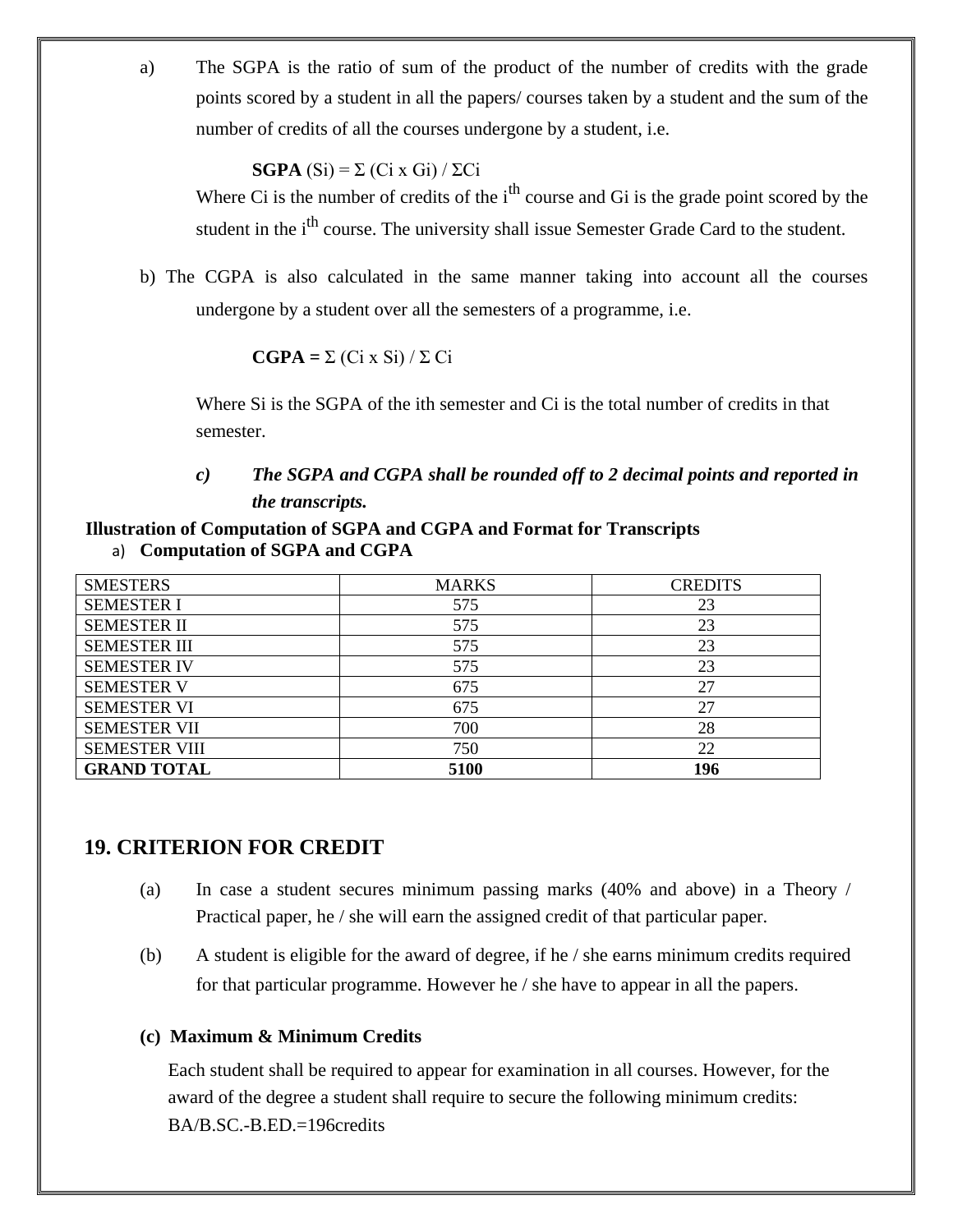a) The SGPA is the ratio of sum of the product of the number of credits with the grade points scored by a student in all the papers/ courses taken by a student and the sum of the number of credits of all the courses undergone by a student, i.e.

**SGPA** $(S_i) = \Sigma (C_i \times G_i) / \Sigma C_i$

Where $C_i$ is the number of credits of the $i^{th}$ course and $G_i$ is the grade point scored by the student in the $i^{th}$ course. The university shall issue Semester Grade Card to the student.

b) The CGPA is also calculated in the same manner taking into account all the courses undergone by a student over all the semesters of a programme, i.e.

**CGPA =** $\Sigma (C_i \times S_i) / \Sigma C_i$

Where $S_i$ is the SGPA of the ith semester and $C_i$ is the total number of credits in that semester.

***c) The SGPA and CGPA shall be rounded off to 2 decimal points and reported in the transcripts.***

**Illustration of Computation of SGPA and CGPA and Format for Transcripts**

a) **Computation of SGPA and CGPA**

| SMESTERS | MARKS | CREDITS |
|---|---|---|
| SEMESTER I | 575 | 23 |
| SEMESTER II | 575 | 23 |
| SEMESTER III | 575 | 23 |
| SEMESTER IV | 575 | 23 |
| SEMESTER V | 675 | 27 |
| SEMESTER VI | 675 | 27 |
| SEMESTER VII | 700 | 28 |
| SEMESTER VIII | 750 | 22 |
| **GRAND TOTAL** | **5100** | **196** |

## 19. CRITERION FOR CREDIT

(a) In case a student secures minimum passing marks (40% and above) in a Theory / Practical paper, he / she will earn the assigned credit of that particular paper.

(b) A student is eligible for the award of degree, if he / she earns minimum credits required for that particular programme. However he / she have to appear in all the papers.

**(c) Maximum & Minimum Credits**

Each student shall be required to appear for examination in all courses. However, for the award of the degree a student shall require to secure the following minimum credits: BA/B.SC.-B.ED.=196credits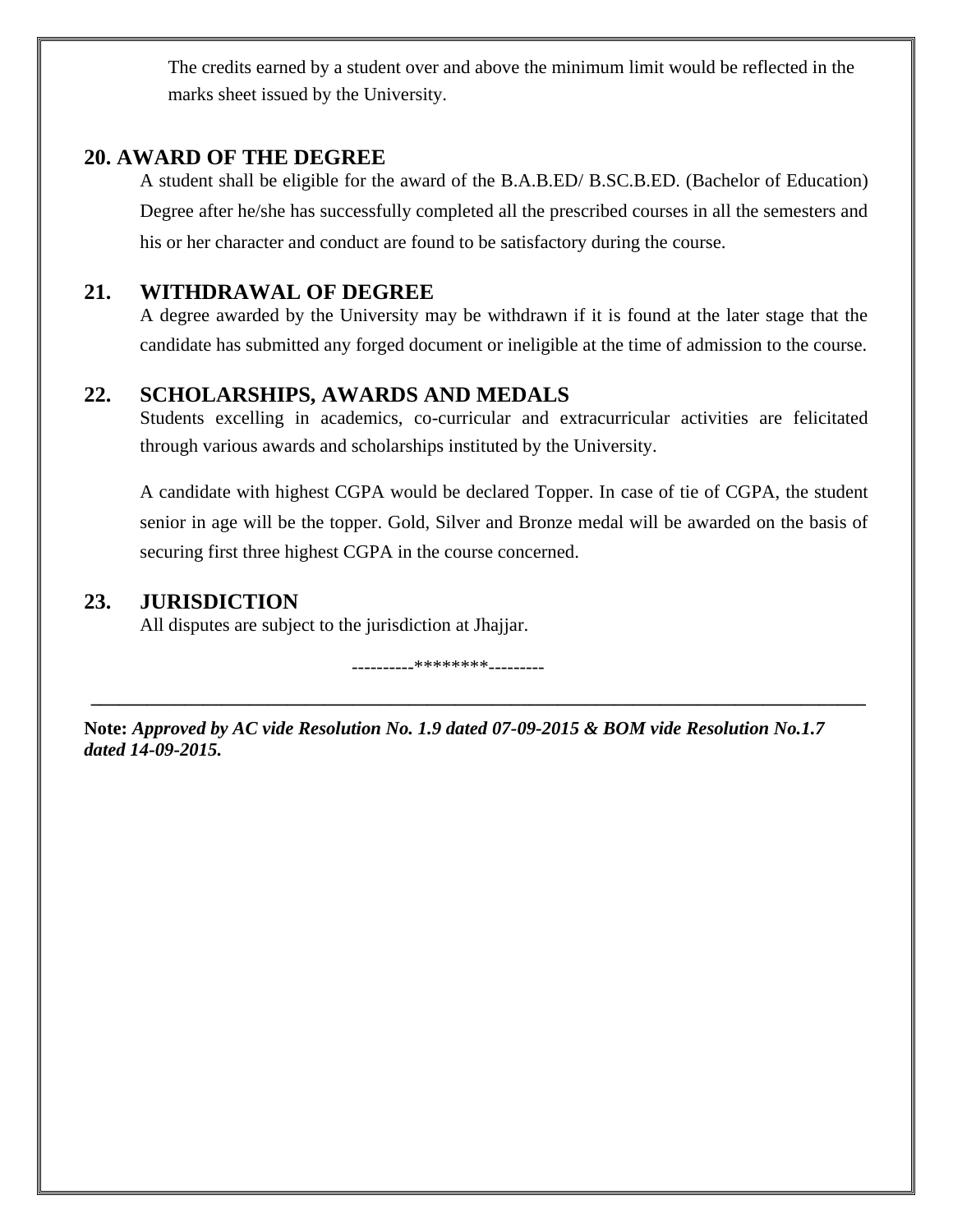The credits earned by a student over and above the minimum limit would be reflected in the marks sheet issued by the University.

## 20. AWARD OF THE DEGREE

A student shall be eligible for the award of the B.A.B.ED/ B.SC.B.ED. (Bachelor of Education) Degree after he/she has successfully completed all the prescribed courses in all the semesters and his or her character and conduct are found to be satisfactory during the course.

## 21. WITHDRAWAL OF DEGREE

A degree awarded by the University may be withdrawn if it is found at the later stage that the candidate has submitted any forged document or ineligible at the time of admission to the course.

## 22. SCHOLARSHIPS, AWARDS AND MEDALS

Students excelling in academics, co-curricular and extracurricular activities are felicitated through various awards and scholarships instituted by the University.

A candidate with highest CGPA would be declared Topper. In case of tie of CGPA, the student senior in age will be the topper. Gold, Silver and Bronze medal will be awarded on the basis of securing first three highest CGPA in the course concerned.

## 23. JURISDICTION

All disputes are subject to the jurisdiction at Jhajjar.

----------********---------

---

**Note:** ***Approved by AC vide Resolution No. 1.9 dated 07-09-2015 & BOM vide Resolution No.1.7 dated 14-09-2015.***